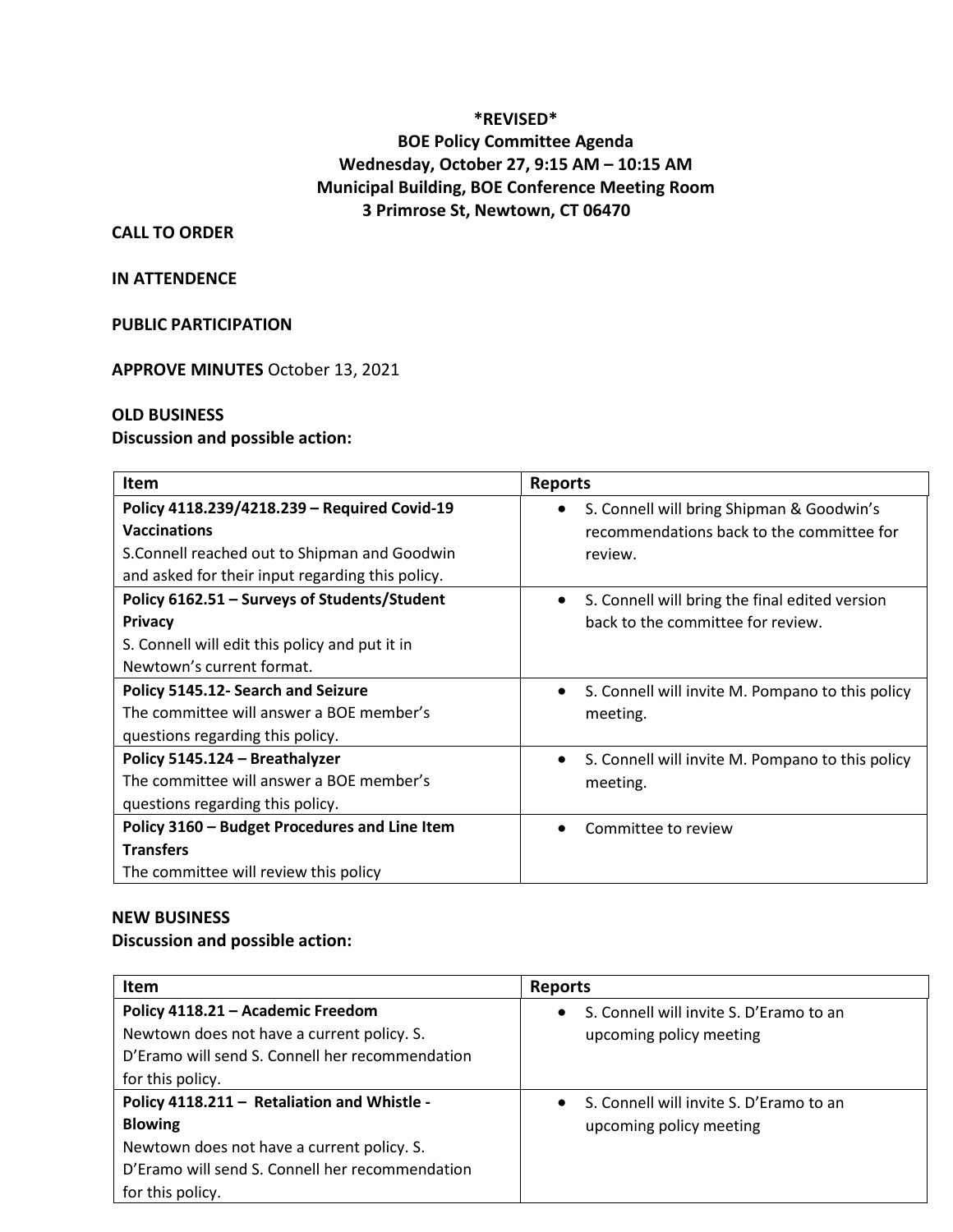**\*REVISED\***
**BOE Policy Committee Agenda**
**Wednesday, October 27, 9:15 AM – 10:15 AM**
**Municipal Building, BOE Conference Meeting Room**
**3 Primrose St, Newtown, CT 06470**

**CALL TO ORDER**

**IN ATTENDENCE**

**PUBLIC PARTICIPATION**

**APPROVE MINUTES** October 13, 2021

**OLD BUSINESS**
**Discussion and possible action:**

| Item | Reports |
|---|---|
| **Policy 4118.239/4218.239 – Required Covid-19 Vaccinations**<br>S.Connell reached out to Shipman and Goodwin and asked for their input regarding this policy. | • S. Connell will bring Shipman & Goodwin's recommendations back to the committee for review. |
| **Policy 6162.51 – Surveys of Students/Student Privacy**<br>S. Connell will edit this policy and put it in Newtown's current format. | • S. Connell will bring the final edited version back to the committee for review. |
| **Policy 5145.12- Search and Seizure**<br>The committee will answer a BOE member's questions regarding this policy. | • S. Connell will invite M. Pompano to this policy meeting. |
| **Policy 5145.124 – Breathalyzer**<br>The committee will answer a BOE member's questions regarding this policy. | • S. Connell will invite M. Pompano to this policy meeting. |
| **Policy 3160 – Budget Procedures and Line Item Transfers**<br>The committee will review this policy | • Committee to review |

**NEW BUSINESS**
**Discussion and possible action:**

| Item | Reports |
|---|---|
| **Policy 4118.21 – Academic Freedom**<br>Newtown does not have a current policy. S. D'Eramo will send S. Connell her recommendation for this policy. | • S. Connell will invite S. D'Eramo to an upcoming policy meeting |
| **Policy 4118.211 – Retaliation and Whistle -Blowing**<br>Newtown does not have a current policy. S. D'Eramo will send S. Connell her recommendation for this policy. | • S. Connell will invite S. D'Eramo to an upcoming policy meeting |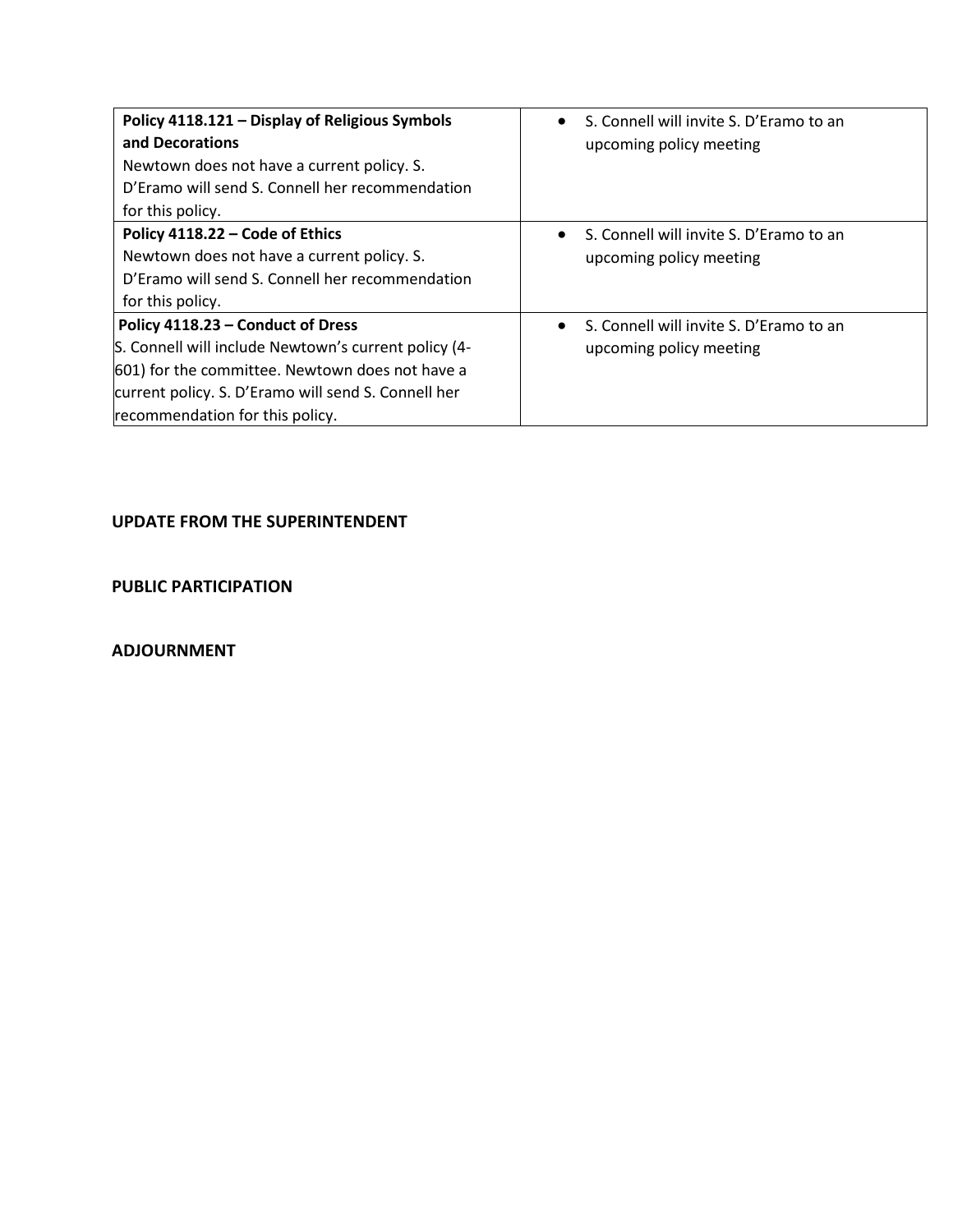| | |
|---|---|
| **Policy 4118.121 – Display of Religious Symbols and Decorations**<br>Newtown does not have a current policy. S. D'Eramo will send S. Connell her recommendation for this policy. | • S. Connell will invite S. D'Eramo to an upcoming policy meeting |
| **Policy 4118.22 – Code of Ethics**<br>Newtown does not have a current policy. S. D'Eramo will send S. Connell her recommendation for this policy. | • S. Connell will invite S. D'Eramo to an upcoming policy meeting |
| **Policy 4118.23 – Conduct of Dress**<br>S. Connell will include Newtown's current policy (4-601) for the committee. Newtown does not have a current policy. S. D'Eramo will send S. Connell her recommendation for this policy. | • S. Connell will invite S. D'Eramo to an upcoming policy meeting |

**UPDATE FROM THE SUPERINTENDENT**

**PUBLIC PARTICIPATION**

**ADJOURNMENT**